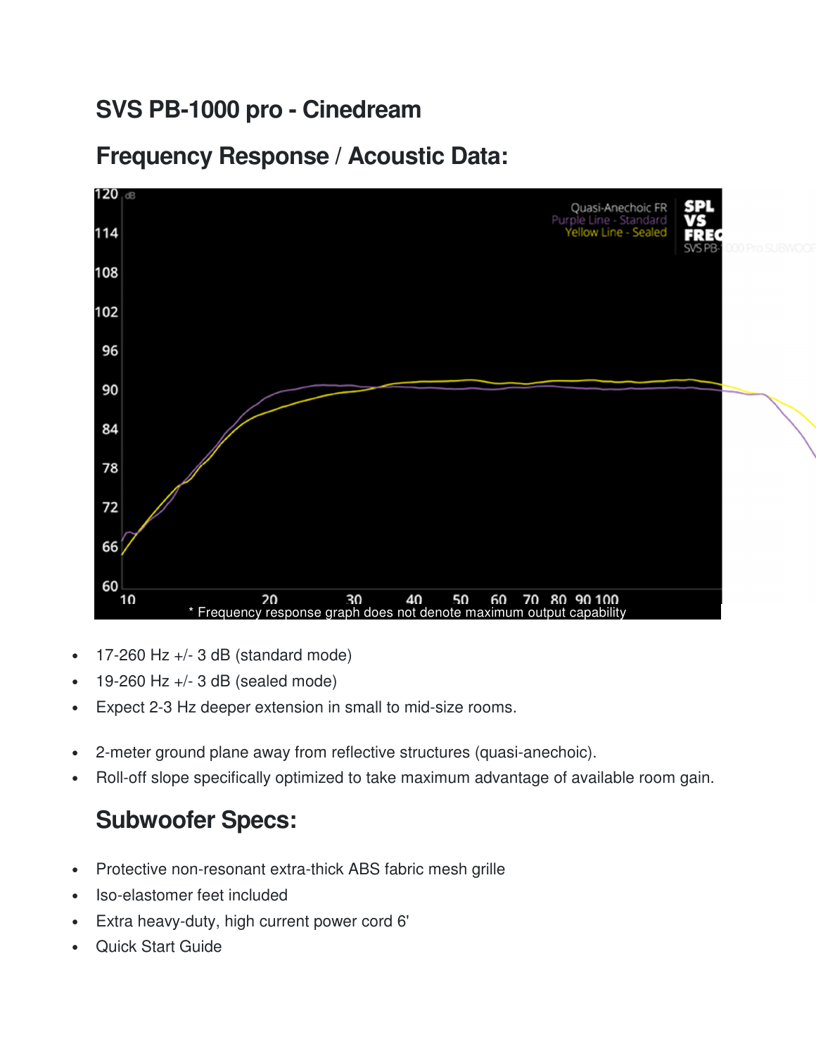# SVS PB-1000 pro - Cinedream

## Frequency Response / Acoustic Data:

\* Frequency response graph does not denote maximum output capability

- 17-260 Hz +/- 3 dB (standard mode)
- 19-260 Hz +/- 3 dB (sealed mode)
- Expect 2-3 Hz deeper extension in small to mid-size rooms.

- 2-meter ground plane away from reflective structures (quasi-anechoic).
- Roll-off slope specifically optimized to take maximum advantage of available room gain.

## Subwoofer Specs:

- Protective non-resonant extra-thick ABS fabric mesh grille
- Iso-elastomer feet included
- Extra heavy-duty, high current power cord 6'
- Quick Start Guide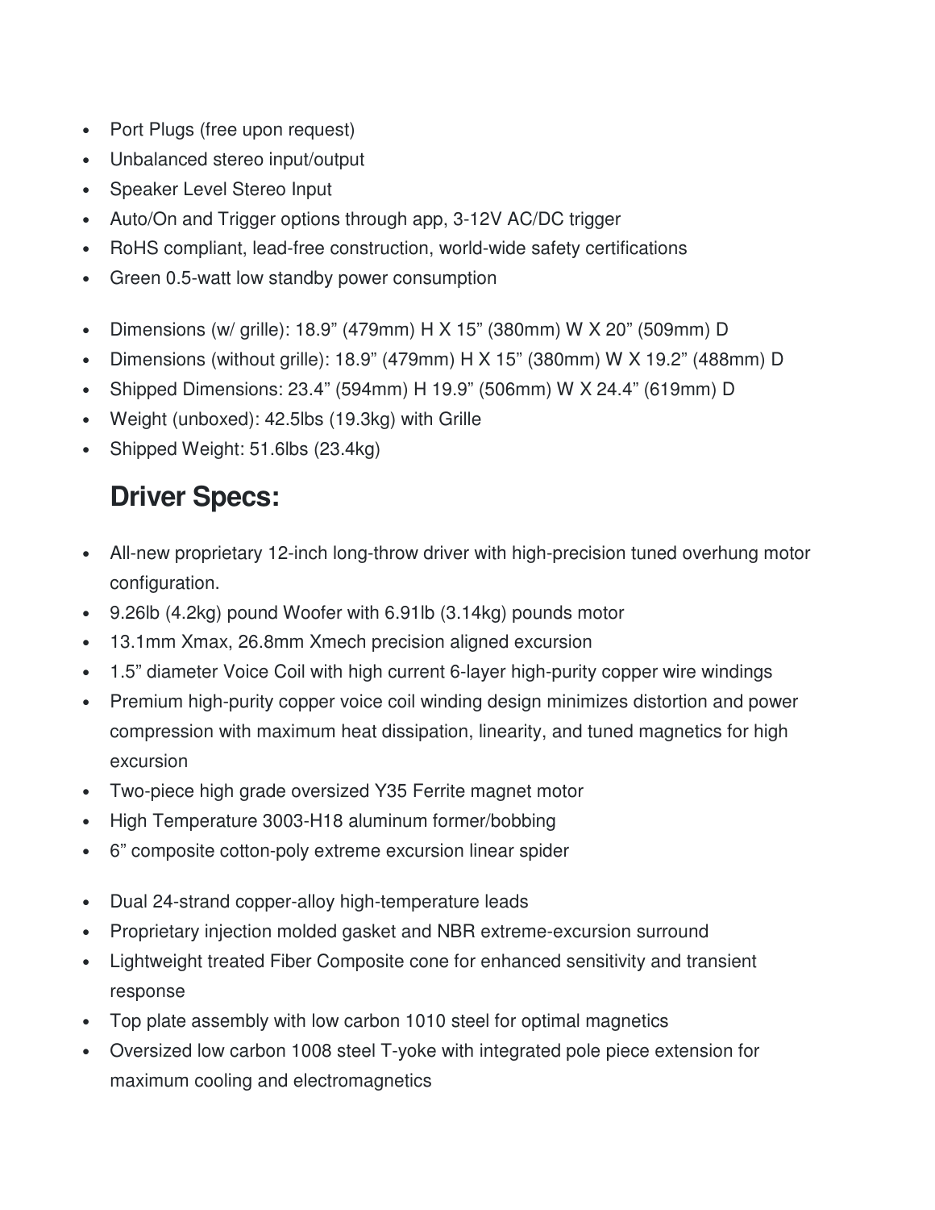- Port Plugs (free upon request)
- Unbalanced stereo input/output
- Speaker Level Stereo Input
- Auto/On and Trigger options through app, 3-12V AC/DC trigger
- RoHS compliant, lead-free construction, world-wide safety certifications
- Green 0.5-watt low standby power consumption

- Dimensions (w/ grille): 18.9” (479mm) H X 15” (380mm) W X 20” (509mm) D
- Dimensions (without grille): 18.9” (479mm) H X 15” (380mm) W X 19.2” (488mm) D
- Shipped Dimensions: 23.4” (594mm) H 19.9” (506mm) W X 24.4” (619mm) D
- Weight (unboxed): 42.5lbs (19.3kg) with Grille
- Shipped Weight: 51.6lbs (23.4kg)

## Driver Specs:

- All-new proprietary 12-inch long-throw driver with high-precision tuned overhung motor configuration.
- 9.26lb (4.2kg) pound Woofer with 6.91lb (3.14kg) pounds motor
- 13.1mm Xmax, 26.8mm Xmech precision aligned excursion
- 1.5” diameter Voice Coil with high current 6-layer high-purity copper wire windings
- Premium high-purity copper voice coil winding design minimizes distortion and power compression with maximum heat dissipation, linearity, and tuned magnetics for high excursion
- Two-piece high grade oversized Y35 Ferrite magnet motor
- High Temperature 3003-H18 aluminum former/bobbing
- 6” composite cotton-poly extreme excursion linear spider

- Dual 24-strand copper-alloy high-temperature leads
- Proprietary injection molded gasket and NBR extreme-excursion surround
- Lightweight treated Fiber Composite cone for enhanced sensitivity and transient response
- Top plate assembly with low carbon 1010 steel for optimal magnetics
- Oversized low carbon 1008 steel T-yoke with integrated pole piece extension for maximum cooling and electromagnetics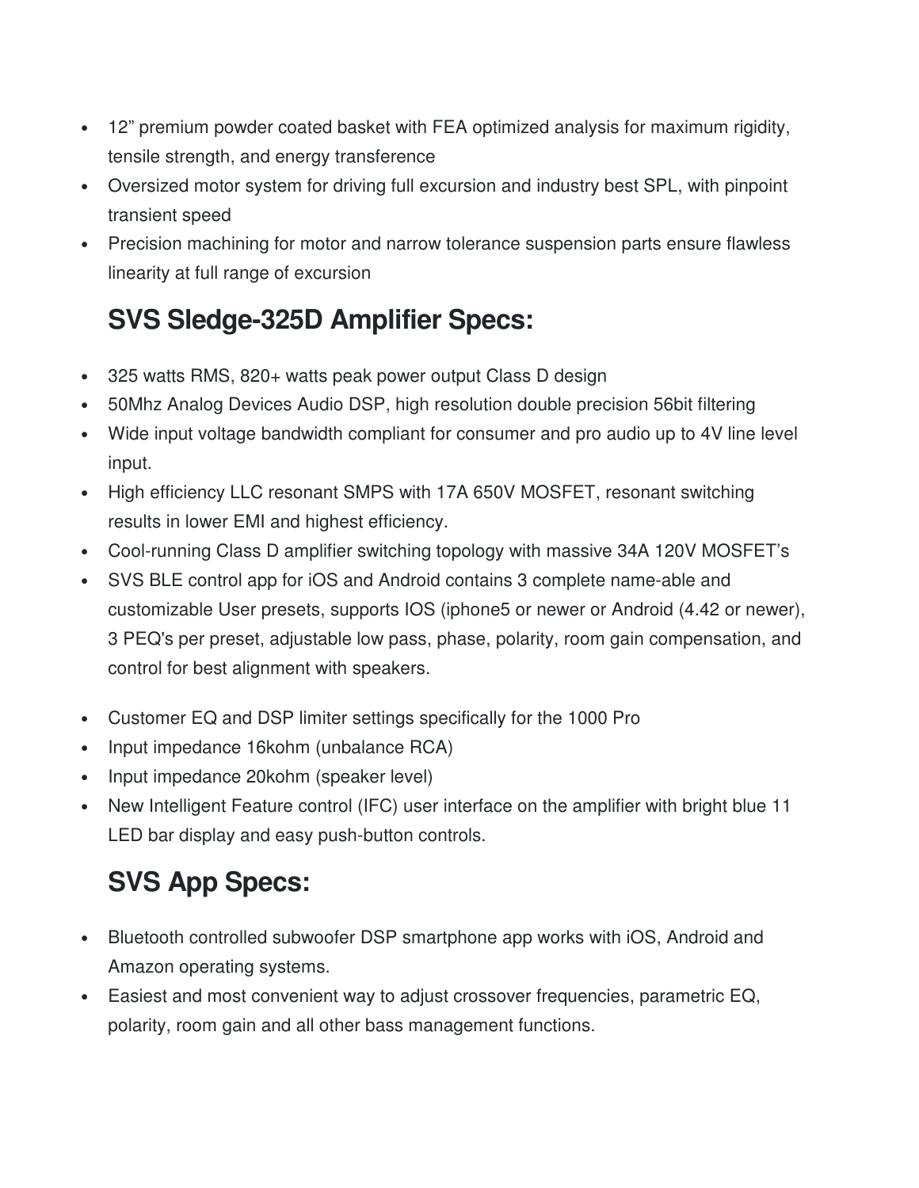- 12" premium powder coated basket with FEA optimized analysis for maximum rigidity, tensile strength, and energy transference
- Oversized motor system for driving full excursion and industry best SPL, with pinpoint transient speed
- Precision machining for motor and narrow tolerance suspension parts ensure flawless linearity at full range of excursion

## SVS Sledge-325D Amplifier Specs:

- 325 watts RMS, 820+ watts peak power output Class D design
- 50Mhz Analog Devices Audio DSP, high resolution double precision 56bit filtering
- Wide input voltage bandwidth compliant for consumer and pro audio up to 4V line level input.
- High efficiency LLC resonant SMPS with 17A 650V MOSFET, resonant switching results in lower EMI and highest efficiency.
- Cool-running Class D amplifier switching topology with massive 34A 120V MOSFET's
- SVS BLE control app for iOS and Android contains 3 complete name-able and customizable User presets, supports IOS (iphone5 or newer or Android (4.42 or newer), 3 PEQ's per preset, adjustable low pass, phase, polarity, room gain compensation, and control for best alignment with speakers.

- Customer EQ and DSP limiter settings specifically for the 1000 Pro
- Input impedance 16kohm (unbalance RCA)
- Input impedance 20kohm (speaker level)
- New Intelligent Feature control (IFC) user interface on the amplifier with bright blue 11 LED bar display and easy push-button controls.

## SVS App Specs:

- Bluetooth controlled subwoofer DSP smartphone app works with iOS, Android and Amazon operating systems.
- Easiest and most convenient way to adjust crossover frequencies, parametric EQ, polarity, room gain and all other bass management functions.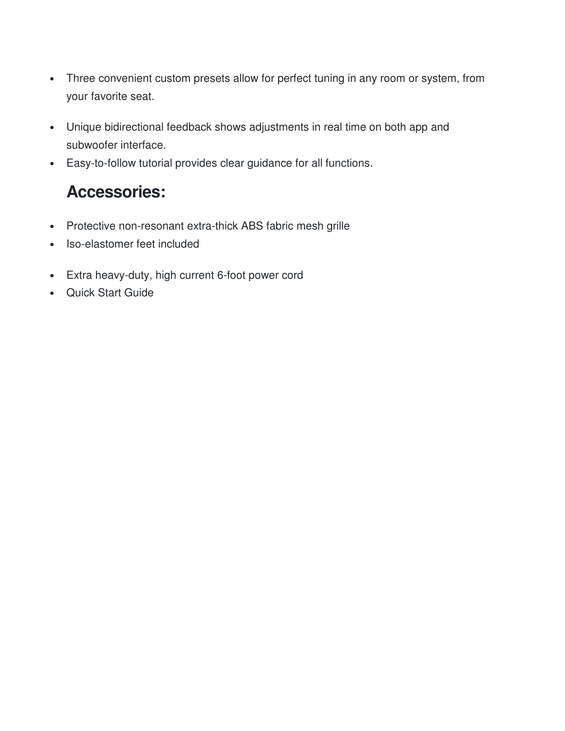- Three convenient custom presets allow for perfect tuning in any room or system, from your favorite seat.
- Unique bidirectional feedback shows adjustments in real time on both app and subwoofer interface.
- Easy-to-follow tutorial provides clear guidance for all functions.

## Accessories:

- Protective non-resonant extra-thick ABS fabric mesh grille
- Iso-elastomer feet included
- Extra heavy-duty, high current 6-foot power cord
- Quick Start Guide